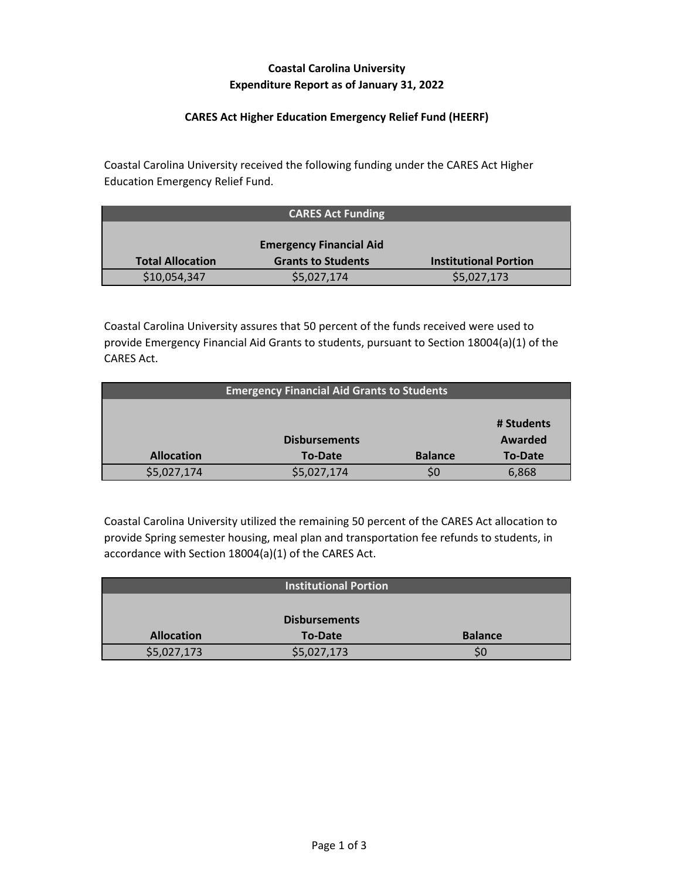# Coastal Carolina University
## Expenditure Report as of January 31, 2022

### CARES Act Higher Education Emergency Relief Fund (HEERF)

Coastal Carolina University received the following funding under the CARES Act Higher Education Emergency Relief Fund.

| CARES Act Funding | | |
|---|---|---|
| **Total Allocation** | **Emergency Financial Aid Grants to Students** | **Institutional Portion** |
| $10,054,347 | $5,027,174 | $5,027,173 |

Coastal Carolina University assures that 50 percent of the funds received were used to provide Emergency Financial Aid Grants to students, pursuant to Section 18004(a)(1) of the CARES Act.

| Emergency Financial Aid Grants to Students | | | |
|---|---|---|---|
| **Allocation** | **Disbursements To-Date** | **Balance** | **# Students Awarded To-Date** |
| $5,027,174 | $5,027,174 | $0 | 6,868 |

Coastal Carolina University utilized the remaining 50 percent of the CARES Act allocation to provide Spring semester housing, meal plan and transportation fee refunds to students, in accordance with Section 18004(a)(1) of the CARES Act.

| Institutional Portion | | |
|---|---|---|
| **Allocation** | **Disbursements To-Date** | **Balance** |
| $5,027,173 | $5,027,173 | $0 |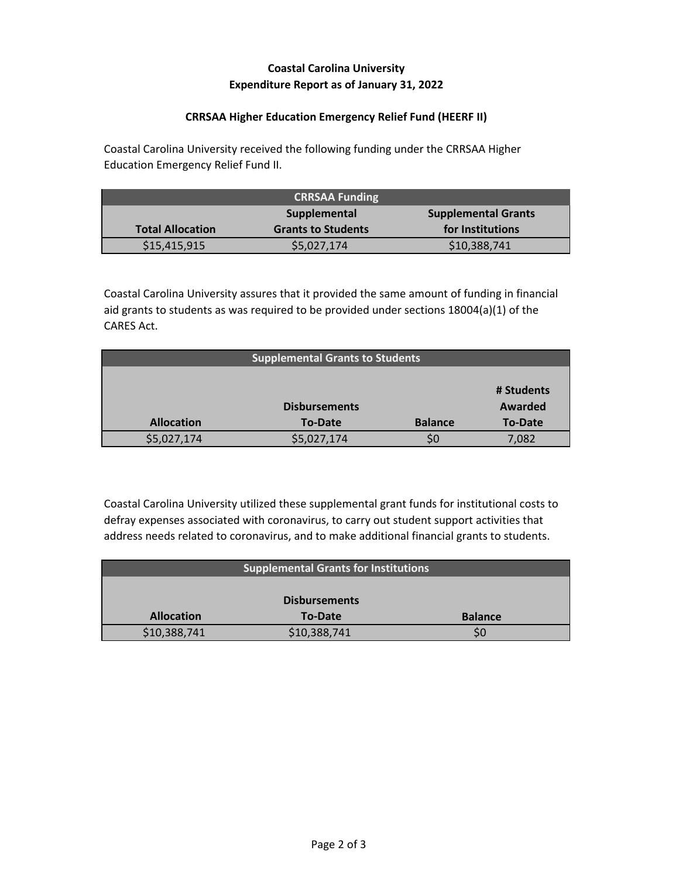**Coastal Carolina University**
**Expenditure Report as of January 31, 2022**

**CRRSAA Higher Education Emergency Relief Fund (HEERF II)**

Coastal Carolina University received the following funding under the CRRSAA Higher Education Emergency Relief Fund II.

| CRRSAA Funding | | |
|---|---|---|
| Total Allocation | Supplemental Grants to Students | Supplemental Grants for Institutions |
| $15,415,915 | $5,027,174 | $10,388,741 |

Coastal Carolina University assures that it provided the same amount of funding in financial aid grants to students as was required to be provided under sections 18004(a)(1) of the CARES Act.

| Supplemental Grants to Students | | | |
|---|---|---|---|
| Allocation | Disbursements To-Date | Balance | # Students Awarded To-Date |
| $5,027,174 | $5,027,174 | $0 | 7,082 |

Coastal Carolina University utilized these supplemental grant funds for institutional costs to defray expenses associated with coronavirus, to carry out student support activities that address needs related to coronavirus, and to make additional financial grants to students.

| Supplemental Grants for Institutions | | |
|---|---|---|
| Allocation | Disbursements To-Date | Balance |
| $10,388,741 | $10,388,741 | $0 |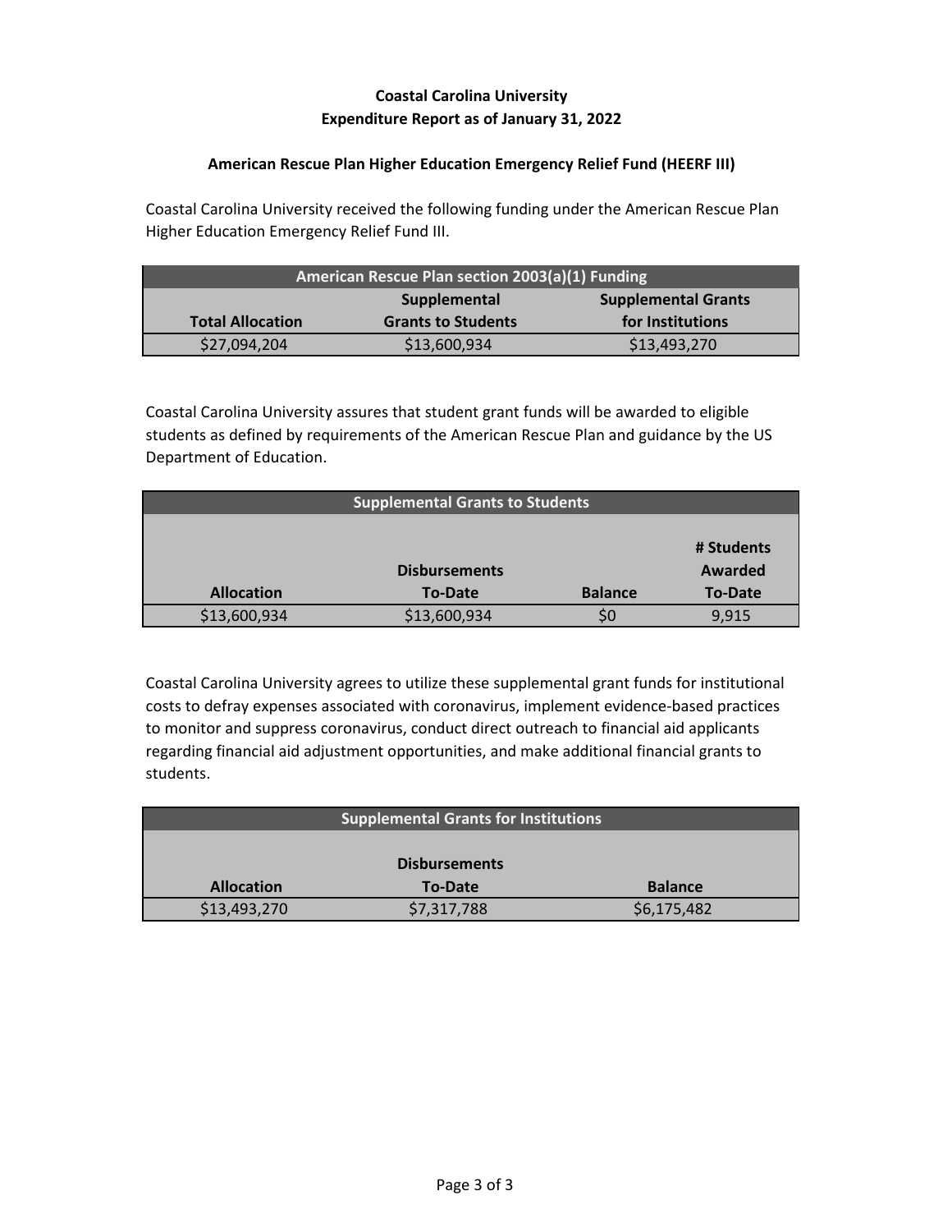# Coastal Carolina University
## Expenditure Report as of January 31, 2022

### American Rescue Plan Higher Education Emergency Relief Fund (HEERF III)

Coastal Carolina University received the following funding under the American Rescue Plan Higher Education Emergency Relief Fund III.

| American Rescue Plan section 2003(a)(1) Funding | | |
|---|---|---|
| **Total Allocation** | **Supplemental Grants to Students** | **Supplemental Grants for Institutions** |
| $27,094,204 | $13,600,934 | $13,493,270 |

Coastal Carolina University assures that student grant funds will be awarded to eligible students as defined by requirements of the American Rescue Plan and guidance by the US Department of Education.

| Supplemental Grants to Students | | | |
|---|---|---|---|
| **Allocation** | **Disbursements To-Date** | **Balance** | **# Students Awarded To-Date** |
| $13,600,934 | $13,600,934 | $0 | 9,915 |

Coastal Carolina University agrees to utilize these supplemental grant funds for institutional costs to defray expenses associated with coronavirus, implement evidence-based practices to monitor and suppress coronavirus, conduct direct outreach to financial aid applicants regarding financial aid adjustment opportunities, and make additional financial grants to students.

| Supplemental Grants for Institutions | | |
|---|---|---|
| **Allocation** | **Disbursements To-Date** | **Balance** |
| $13,493,270 | $7,317,788 | $6,175,482 |